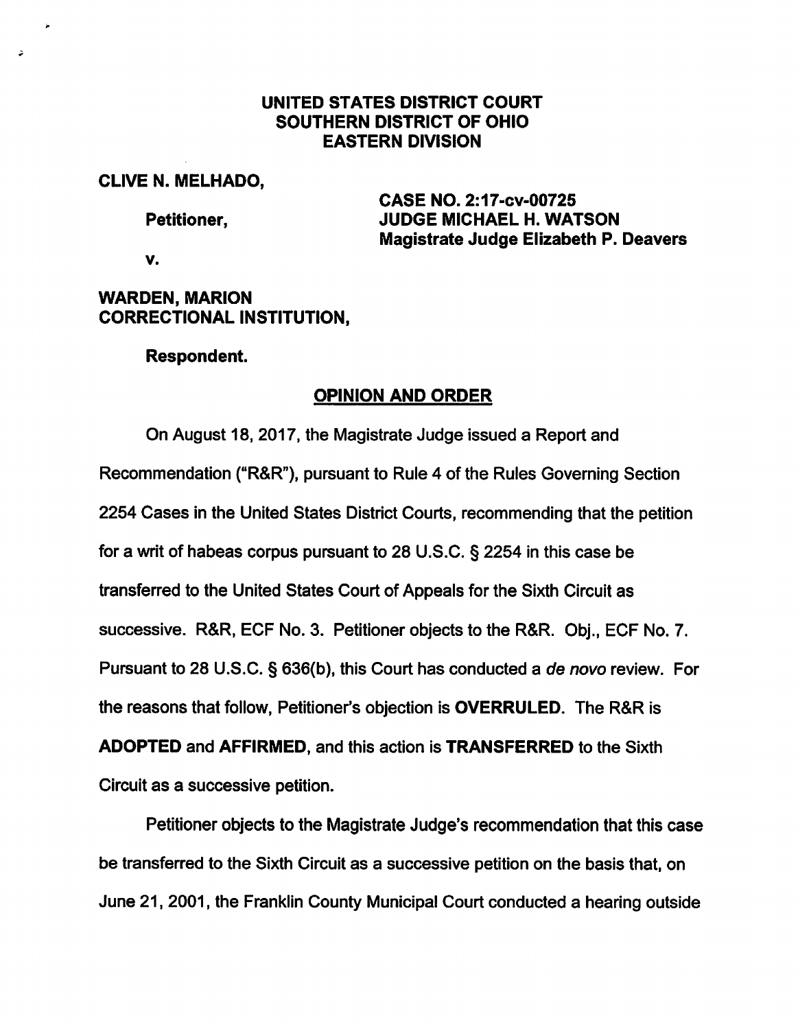**UNITED STATES DISTRICT COURT**
**SOUTHERN DISTRICT OF OHIO**
**EASTERN DIVISION**

**CLIVE N. MELHADO,**

**Petitioner,**

**v.**

**CASE NO. 2:17-cv-00725**
**JUDGE MICHAEL H. WATSON**
**Magistrate Judge Elizabeth P. Deavers**

**WARDEN, MARION CORRECTIONAL INSTITUTION,**

**Respondent.**

## OPINION AND ORDER

On August 18, 2017, the Magistrate Judge issued a Report and Recommendation ("R&R"), pursuant to Rule 4 of the Rules Governing Section 2254 Cases in the United States District Courts, recommending that the petition for a writ of habeas corpus pursuant to 28 U.S.C. § 2254 in this case be transferred to the United States Court of Appeals for the Sixth Circuit as successive. R&R, ECF No. 3. Petitioner objects to the R&R. Obj., ECF No. 7. Pursuant to 28 U.S.C. § 636(b), this Court has conducted a *de novo* review. For the reasons that follow, Petitioner's objection is **OVERRULED**. The R&R is **ADOPTED** and **AFFIRMED**, and this action is **TRANSFERRED** to the Sixth Circuit as a successive petition.

Petitioner objects to the Magistrate Judge's recommendation that this case be transferred to the Sixth Circuit as a successive petition on the basis that, on June 21, 2001, the Franklin County Municipal Court conducted a hearing outside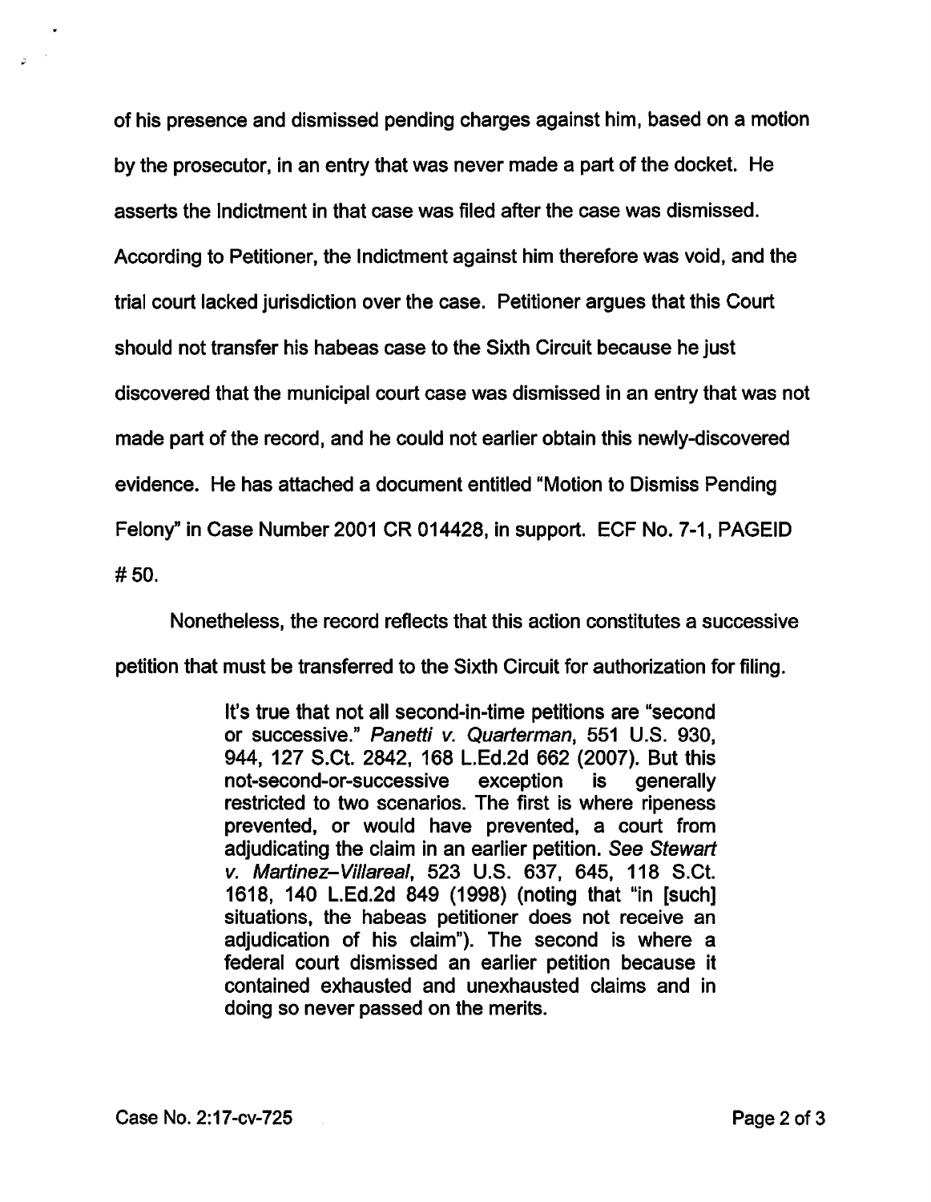of his presence and dismissed pending charges against him, based on a motion by the prosecutor, in an entry that was never made a part of the docket. He asserts the Indictment in that case was filed after the case was dismissed. According to Petitioner, the Indictment against him therefore was void, and the trial court lacked jurisdiction over the case. Petitioner argues that this Court should not transfer his habeas case to the Sixth Circuit because he just discovered that the municipal court case was dismissed in an entry that was not made part of the record, and he could not earlier obtain this newly-discovered evidence. He has attached a document entitled "Motion to Dismiss Pending Felony" in Case Number 2001 CR 014428, in support. ECF No. 7-1, PAGEID # 50.

Nonetheless, the record reflects that this action constitutes a successive petition that must be transferred to the Sixth Circuit for authorization for filing.

> It's true that not all second-in-time petitions are "second or successive." *Panetti v. Quarterman*, 551 U.S. 930, 944, 127 S.Ct. 2842, 168 L.Ed.2d 662 (2007). But this not-second-or-successive exception is generally restricted to two scenarios. The first is where ripeness prevented, or would have prevented, a court from adjudicating the claim in an earlier petition. *See Stewart v. Martinez–Villareal*, 523 U.S. 637, 645, 118 S.Ct. 1618, 140 L.Ed.2d 849 (1998) (noting that "in [such] situations, the habeas petitioner does not receive an adjudication of his claim"). The second is where a federal court dismissed an earlier petition because it contained exhausted and unexhausted claims and in doing so never passed on the merits.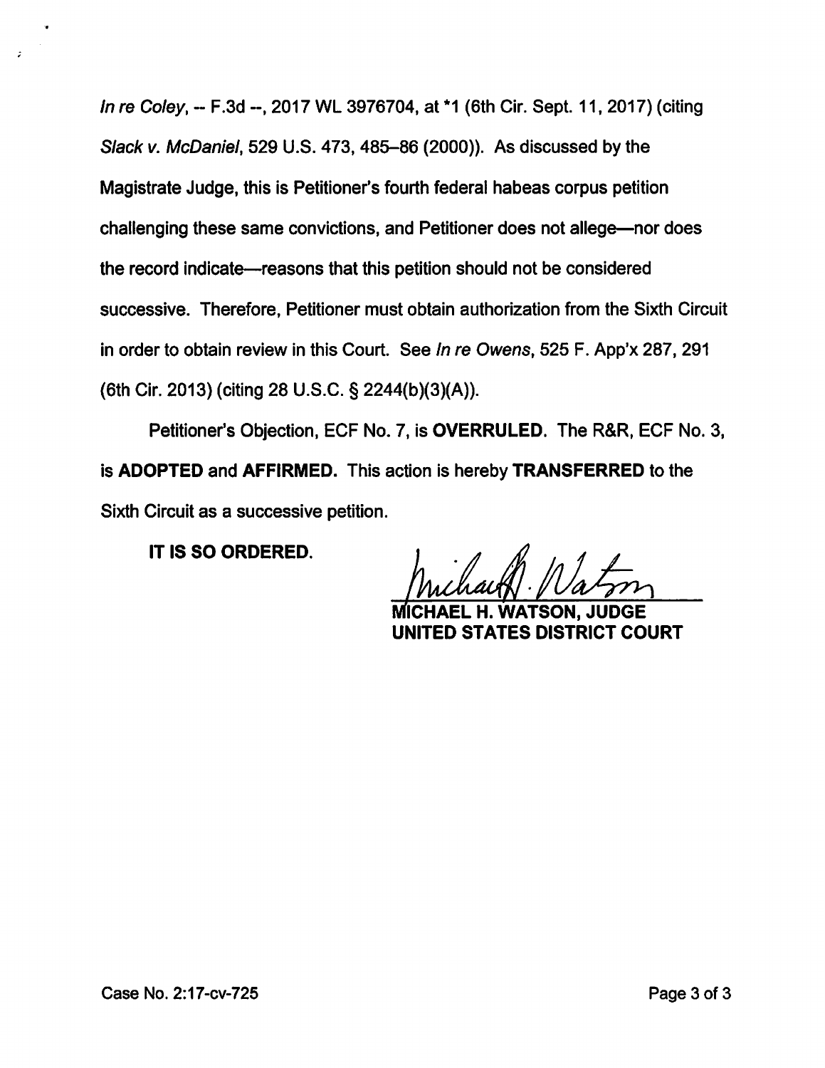*In re Coley*, -- F.3d --, 2017 WL 3976704, at *1 (6th Cir. Sept. 11, 2017) (citing *Slack v. McDaniel*, 529 U.S. 473, 485–86 (2000)). As discussed by the Magistrate Judge, this is Petitioner's fourth federal habeas corpus petition challenging these same convictions, and Petitioner does not allege—nor does the record indicate—reasons that this petition should not be considered successive. Therefore, Petitioner must obtain authorization from the Sixth Circuit in order to obtain review in this Court. See *In re Owens*, 525 F. App'x 287, 291 (6th Cir. 2013) (citing 28 U.S.C. § 2244(b)(3)(A)).

Petitioner's Objection, ECF No. 7, is **OVERRULED.** The R&R, ECF No. 3, is **ADOPTED** and **AFFIRMED.** This action is hereby **TRANSFERRED** to the Sixth Circuit as a successive petition.

**IT IS SO ORDERED.**

**MICHAEL H. WATSON, JUDGE**
**UNITED STATES DISTRICT COURT**

Case No. 2:17-cv-725